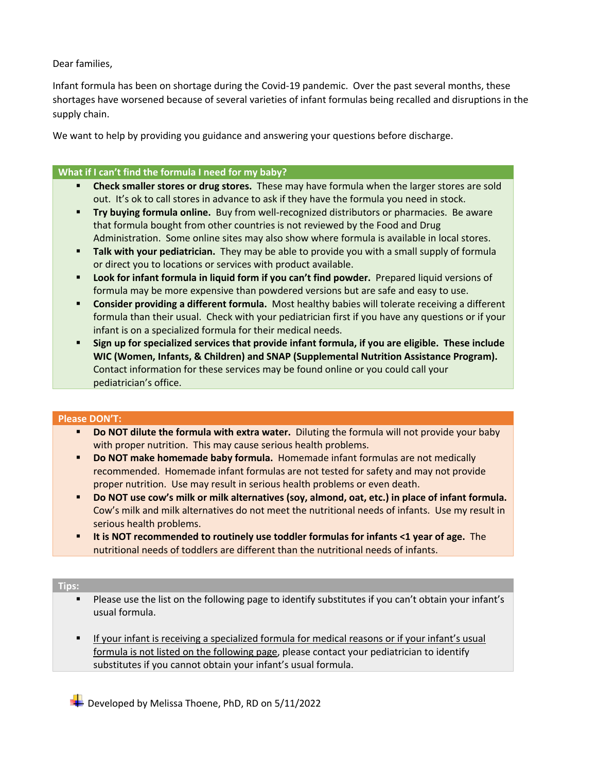Dear families,

Infant formula has been on shortage during the Covid-19 pandemic. Over the past several months, these shortages have worsened because of several varieties of infant formulas being recalled and disruptions in the supply chain.

We want to help by providing you guidance and answering your questions before discharge.

### What if I can't find the formula I need for my baby?

- **Check smaller stores or drug stores.** These may have formula when the larger stores are sold out. It's ok to call stores in advance to ask if they have the formula you need in stock.
- **Try buying formula online.** Buy from well-recognized distributors or pharmacies. Be aware that formula bought from other countries is not reviewed by the Food and Drug Administration. Some online sites may also show where formula is available in local stores.
- **Talk with your pediatrician.** They may be able to provide you with a small supply of formula or direct you to locations or services with product available.
- **Look for infant formula in liquid form if you can't find powder.** Prepared liquid versions of formula may be more expensive than powdered versions but are safe and easy to use.
- **Consider providing a different formula.** Most healthy babies will tolerate receiving a different formula than their usual. Check with your pediatrician first if you have any questions or if your infant is on a specialized formula for their medical needs.
- **Sign up for specialized services that provide infant formula, if you are eligible. These include WIC (Women, Infants, & Children) and SNAP (Supplemental Nutrition Assistance Program).** Contact information for these services may be found online or you could call your pediatrician's office.

### Please DON'T:

- **Do NOT dilute the formula with extra water.** Diluting the formula will not provide your baby with proper nutrition. This may cause serious health problems.
- **Do NOT make homemade baby formula.** Homemade infant formulas are not medically recommended. Homemade infant formulas are not tested for safety and may not provide proper nutrition. Use may result in serious health problems or even death.
- **Do NOT use cow's milk or milk alternatives (soy, almond, oat, etc.) in place of infant formula.** Cow's milk and milk alternatives do not meet the nutritional needs of infants. Use my result in serious health problems.
- **It is NOT recommended to routinely use toddler formulas for infants <1 year of age.** The nutritional needs of toddlers are different than the nutritional needs of infants.

### Tips:

- Please use the list on the following page to identify substitutes if you can't obtain your infant's usual formula.

- <u>If your infant is receiving a specialized formula for medical reasons or if your infant's usual formula is not listed on the following page</u>, please contact your pediatrician to identify substitutes if you cannot obtain your infant's usual formula.

Developed by Melissa Thoene, PhD, RD on 5/11/2022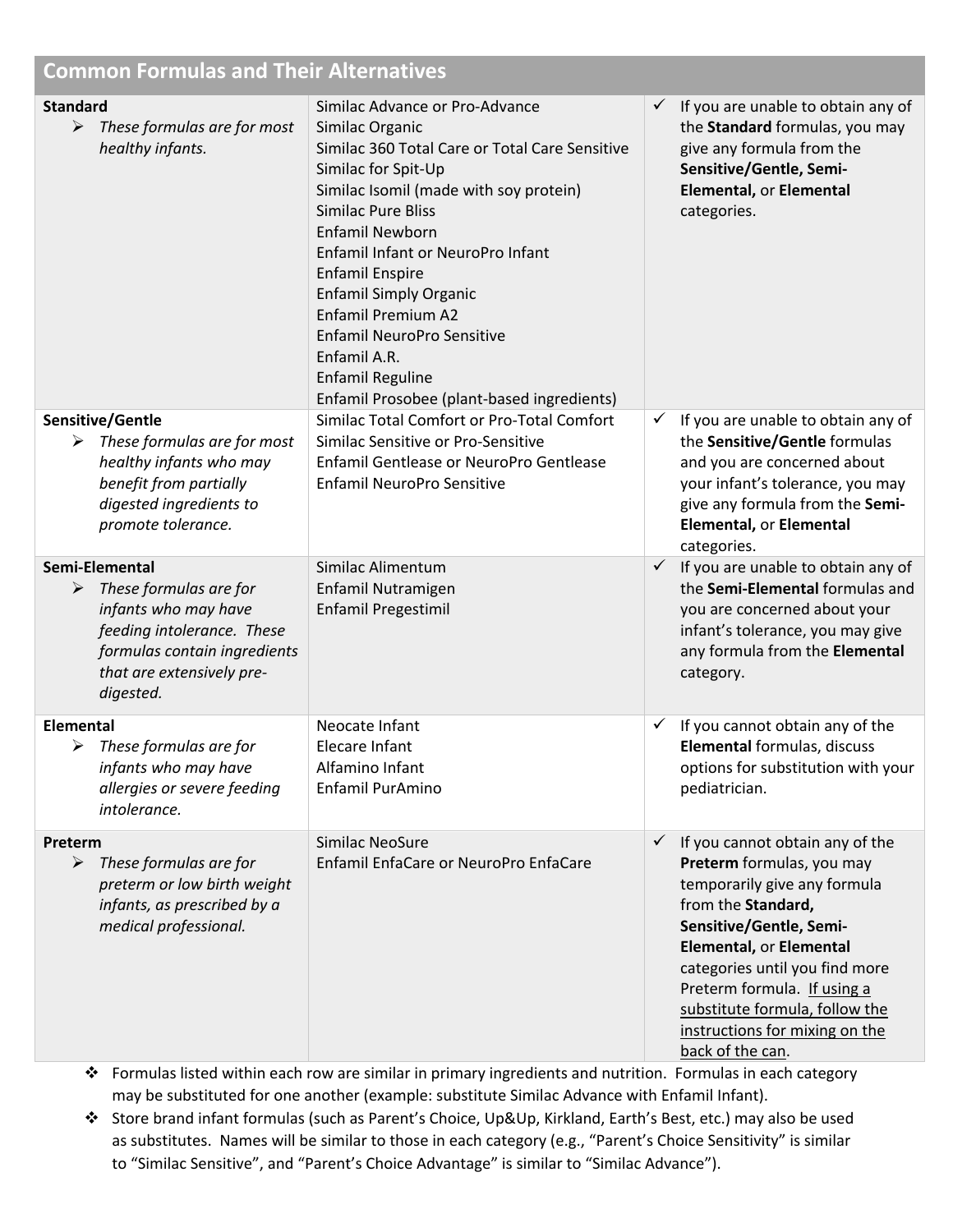## Common Formulas and Their Alternatives

| | | |
|---|---|---|
| **Standard**<br>➢ *These formulas are for most healthy infants.* | Similac Advance or Pro-Advance<br>Similac Organic<br>Similac 360 Total Care or Total Care Sensitive<br>Similac for Spit-Up<br>Similac Isomil (made with soy protein)<br>Similac Pure Bliss<br>Enfamil Newborn<br>Enfamil Infant or NeuroPro Infant<br>Enfamil Enspire<br>Enfamil Simply Organic<br>Enfamil Premium A2<br>Enfamil NeuroPro Sensitive<br>Enfamil A.R.<br>Enfamil Reguline<br>Enfamil Prosobee (plant-based ingredients) | ✓ If you are unable to obtain any of the **Standard** formulas, you may give any formula from the **Sensitive/Gentle, Semi-Elemental,** or **Elemental** categories. |
| **Sensitive/Gentle**<br>➢ *These formulas are for most healthy infants who may benefit from partially digested ingredients to promote tolerance.* | Similac Total Comfort or Pro-Total Comfort<br>Similac Sensitive or Pro-Sensitive<br>Enfamil Gentlease or NeuroPro Gentlease<br>Enfamil NeuroPro Sensitive | ✓ If you are unable to obtain any of the **Sensitive/Gentle** formulas and you are concerned about your infant's tolerance, you may give any formula from the **Semi-Elemental,** or **Elemental** categories. |
| **Semi-Elemental**<br>➢ *These formulas are for infants who may have feeding intolerance. These formulas contain ingredients that are extensively pre-digested.* | Similac Alimentum<br>Enfamil Nutramigen<br>Enfamil Pregestimil | ✓ If you are unable to obtain any of the **Semi-Elemental** formulas and you are concerned about your infant's tolerance, you may give any formula from the **Elemental** category. |
| **Elemental**<br>➢ *These formulas are for infants who may have allergies or severe feeding intolerance.* | Neocate Infant<br>Elecare Infant<br>Alfamino Infant<br>Enfamil PurAmino | ✓ If you cannot obtain any of the **Elemental** formulas, discuss options for substitution with your pediatrician. |
| **Preterm**<br>➢ *These formulas are for preterm or low birth weight infants, as prescribed by a medical professional.* | Similac NeoSure<br>Enfamil EnfaCare or NeuroPro EnfaCare | ✓ If you cannot obtain any of the **Preterm** formulas, you may temporarily give any formula from the **Standard, Sensitive/Gentle, Semi-Elemental,** or **Elemental** categories until you find more Preterm formula. <u>If using a substitute formula, follow the instructions for mixing on the back of the can</u>. |

- Formulas listed within each row are similar in primary ingredients and nutrition. Formulas in each category may be substituted for one another (example: substitute Similac Advance with Enfamil Infant).
- Store brand infant formulas (such as Parent's Choice, Up&Up, Kirkland, Earth's Best, etc.) may also be used as substitutes. Names will be similar to those in each category (e.g., "Parent's Choice Sensitivity" is similar to "Similac Sensitive", and "Parent's Choice Advantage" is similar to "Similac Advance").